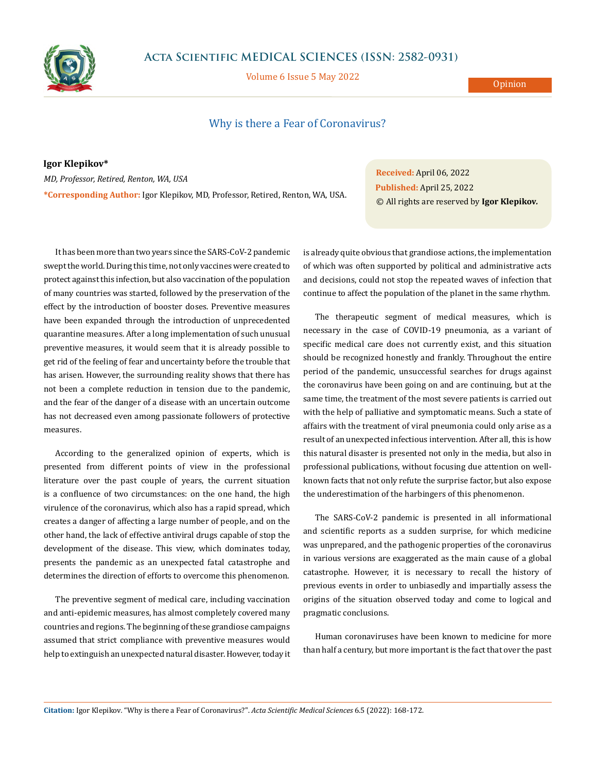# Why is there a Fear of Coronavirus?

**Igor Klepikov***

*MD, Professor, Retired, Renton, WA, USA*

**\*Corresponding Author:** Igor Klepikov, MD, Professor, Retired, Renton, WA, USA.

**Received:** April 06, 2022
**Published:** April 25, 2022
© All rights are reserved by **Igor Klepikov.**

It has been more than two years since the SARS-CoV-2 pandemic swept the world. During this time, not only vaccines were created to protect against this infection, but also vaccination of the population of many countries was started, followed by the preservation of the effect by the introduction of booster doses. Preventive measures have been expanded through the introduction of unprecedented quarantine measures. After a long implementation of such unusual preventive measures, it would seem that it is already possible to get rid of the feeling of fear and uncertainty before the trouble that has arisen. However, the surrounding reality shows that there has not been a complete reduction in tension due to the pandemic, and the fear of the danger of a disease with an uncertain outcome has not decreased even among passionate followers of protective measures.

According to the generalized opinion of experts, which is presented from different points of view in the professional literature over the past couple of years, the current situation is a confluence of two circumstances: on the one hand, the high virulence of the coronavirus, which also has a rapid spread, which creates a danger of affecting a large number of people, and on the other hand, the lack of effective antiviral drugs capable of stop the development of the disease. This view, which dominates today, presents the pandemic as an unexpected fatal catastrophe and determines the direction of efforts to overcome this phenomenon.

The preventive segment of medical care, including vaccination and anti-epidemic measures, has almost completely covered many countries and regions. The beginning of these grandiose campaigns assumed that strict compliance with preventive measures would help to extinguish an unexpected natural disaster. However, today it is already quite obvious that grandiose actions, the implementation of which was often supported by political and administrative acts and decisions, could not stop the repeated waves of infection that continue to affect the population of the planet in the same rhythm.

The therapeutic segment of medical measures, which is necessary in the case of COVID-19 pneumonia, as a variant of specific medical care does not currently exist, and this situation should be recognized honestly and frankly. Throughout the entire period of the pandemic, unsuccessful searches for drugs against the coronavirus have been going on and are continuing, but at the same time, the treatment of the most severe patients is carried out with the help of palliative and symptomatic means. Such a state of affairs with the treatment of viral pneumonia could only arise as a result of an unexpected infectious intervention. After all, this is how this natural disaster is presented not only in the media, but also in professional publications, without focusing due attention on well-known facts that not only refute the surprise factor, but also expose the underestimation of the harbingers of this phenomenon.

The SARS-CoV-2 pandemic is presented in all informational and scientific reports as a sudden surprise, for which medicine was unprepared, and the pathogenic properties of the coronavirus in various versions are exaggerated as the main cause of a global catastrophe. However, it is necessary to recall the history of previous events in order to unbiasedly and impartially assess the origins of the situation observed today and come to logical and pragmatic conclusions.

Human coronaviruses have been known to medicine for more than half a century, but more important is the fact that over the past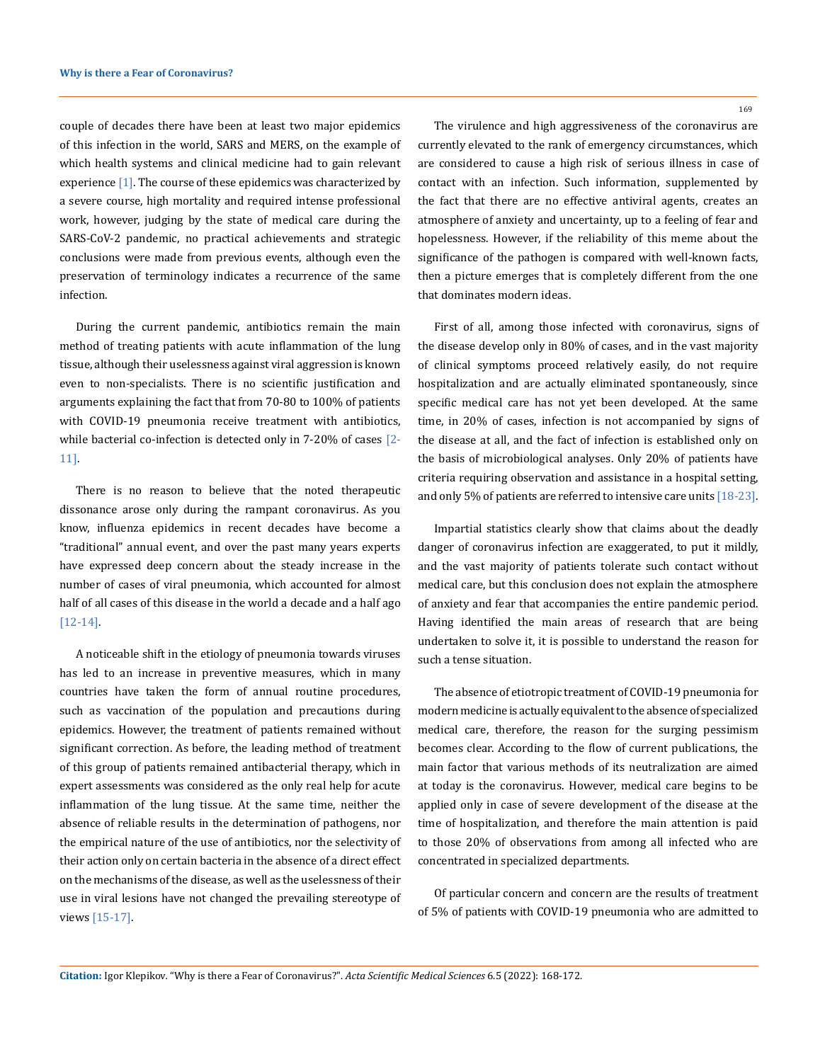couple of decades there have been at least two major epidemics of this infection in the world, SARS and MERS, on the example of which health systems and clinical medicine had to gain relevant experience [1]. The course of these epidemics was characterized by a severe course, high mortality and required intense professional work, however, judging by the state of medical care during the SARS-CoV-2 pandemic, no practical achievements and strategic conclusions were made from previous events, although even the preservation of terminology indicates a recurrence of the same infection.

During the current pandemic, antibiotics remain the main method of treating patients with acute inflammation of the lung tissue, although their uselessness against viral aggression is known even to non-specialists. There is no scientific justification and arguments explaining the fact that from 70-80 to 100% of patients with COVID-19 pneumonia receive treatment with antibiotics, while bacterial co-infection is detected only in 7-20% of cases [2-11].

There is no reason to believe that the noted therapeutic dissonance arose only during the rampant coronavirus. As you know, influenza epidemics in recent decades have become a "traditional" annual event, and over the past many years experts have expressed deep concern about the steady increase in the number of cases of viral pneumonia, which accounted for almost half of all cases of this disease in the world a decade and a half ago [12-14].

A noticeable shift in the etiology of pneumonia towards viruses has led to an increase in preventive measures, which in many countries have taken the form of annual routine procedures, such as vaccination of the population and precautions during epidemics. However, the treatment of patients remained without significant correction. As before, the leading method of treatment of this group of patients remained antibacterial therapy, which in expert assessments was considered as the only real help for acute inflammation of the lung tissue. At the same time, neither the absence of reliable results in the determination of pathogens, nor the empirical nature of the use of antibiotics, nor the selectivity of their action only on certain bacteria in the absence of a direct effect on the mechanisms of the disease, as well as the uselessness of their use in viral lesions have not changed the prevailing stereotype of views [15-17].

The virulence and high aggressiveness of the coronavirus are currently elevated to the rank of emergency circumstances, which are considered to cause a high risk of serious illness in case of contact with an infection. Such information, supplemented by the fact that there are no effective antiviral agents, creates an atmosphere of anxiety and uncertainty, up to a feeling of fear and hopelessness. However, if the reliability of this meme about the significance of the pathogen is compared with well-known facts, then a picture emerges that is completely different from the one that dominates modern ideas.

First of all, among those infected with coronavirus, signs of the disease develop only in 80% of cases, and in the vast majority of clinical symptoms proceed relatively easily, do not require hospitalization and are actually eliminated spontaneously, since specific medical care has not yet been developed. At the same time, in 20% of cases, infection is not accompanied by signs of the disease at all, and the fact of infection is established only on the basis of microbiological analyses. Only 20% of patients have criteria requiring observation and assistance in a hospital setting, and only 5% of patients are referred to intensive care units [18-23].

Impartial statistics clearly show that claims about the deadly danger of coronavirus infection are exaggerated, to put it mildly, and the vast majority of patients tolerate such contact without medical care, but this conclusion does not explain the atmosphere of anxiety and fear that accompanies the entire pandemic period. Having identified the main areas of research that are being undertaken to solve it, it is possible to understand the reason for such a tense situation.

The absence of etiotropic treatment of COVID-19 pneumonia for modern medicine is actually equivalent to the absence of specialized medical care, therefore, the reason for the surging pessimism becomes clear. According to the flow of current publications, the main factor that various methods of its neutralization are aimed at today is the coronavirus. However, medical care begins to be applied only in case of severe development of the disease at the time of hospitalization, and therefore the main attention is paid to those 20% of observations from among all infected who are concentrated in specialized departments.

Of particular concern and concern are the results of treatment of 5% of patients with COVID-19 pneumonia who are admitted to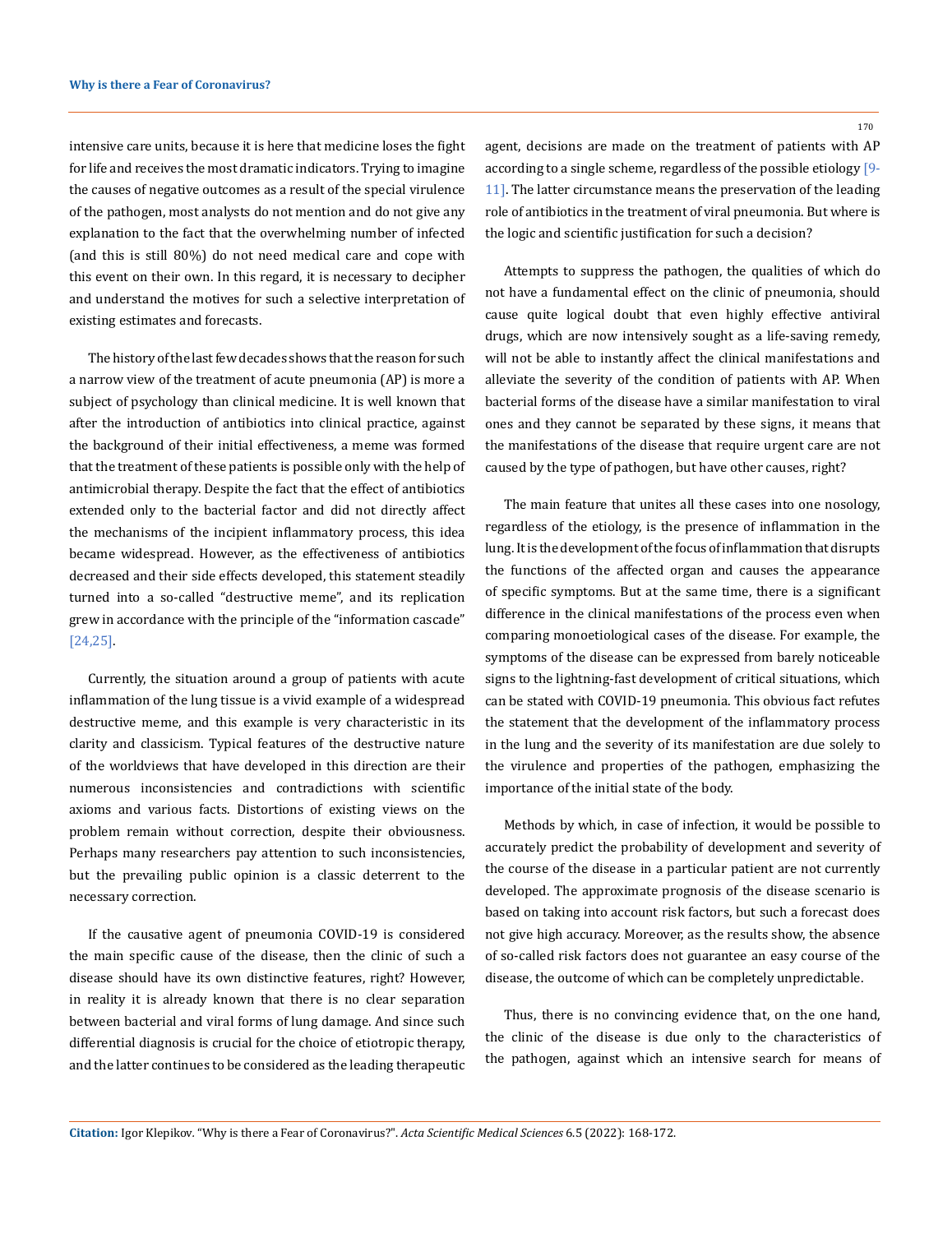intensive care units, because it is here that medicine loses the fight for life and receives the most dramatic indicators. Trying to imagine the causes of negative outcomes as a result of the special virulence of the pathogen, most analysts do not mention and do not give any explanation to the fact that the overwhelming number of infected (and this is still 80%) do not need medical care and cope with this event on their own. In this regard, it is necessary to decipher and understand the motives for such a selective interpretation of existing estimates and forecasts.

The history of the last few decades shows that the reason for such a narrow view of the treatment of acute pneumonia (AP) is more a subject of psychology than clinical medicine. It is well known that after the introduction of antibiotics into clinical practice, against the background of their initial effectiveness, a meme was formed that the treatment of these patients is possible only with the help of antimicrobial therapy. Despite the fact that the effect of antibiotics extended only to the bacterial factor and did not directly affect the mechanisms of the incipient inflammatory process, this idea became widespread. However, as the effectiveness of antibiotics decreased and their side effects developed, this statement steadily turned into a so-called "destructive meme", and its replication grew in accordance with the principle of the "information cascade" [24,25].

Currently, the situation around a group of patients with acute inflammation of the lung tissue is a vivid example of a widespread destructive meme, and this example is very characteristic in its clarity and classicism. Typical features of the destructive nature of the worldviews that have developed in this direction are their numerous inconsistencies and contradictions with scientific axioms and various facts. Distortions of existing views on the problem remain without correction, despite their obviousness. Perhaps many researchers pay attention to such inconsistencies, but the prevailing public opinion is a classic deterrent to the necessary correction.

If the causative agent of pneumonia COVID-19 is considered the main specific cause of the disease, then the clinic of such a disease should have its own distinctive features, right? However, in reality it is already known that there is no clear separation between bacterial and viral forms of lung damage. And since such differential diagnosis is crucial for the choice of etiotropic therapy, and the latter continues to be considered as the leading therapeutic agent, decisions are made on the treatment of patients with AP according to a single scheme, regardless of the possible etiology [9-11]. The latter circumstance means the preservation of the leading role of antibiotics in the treatment of viral pneumonia. But where is the logic and scientific justification for such a decision?

Attempts to suppress the pathogen, the qualities of which do not have a fundamental effect on the clinic of pneumonia, should cause quite logical doubt that even highly effective antiviral drugs, which are now intensively sought as a life-saving remedy, will not be able to instantly affect the clinical manifestations and alleviate the severity of the condition of patients with AP. When bacterial forms of the disease have a similar manifestation to viral ones and they cannot be separated by these signs, it means that the manifestations of the disease that require urgent care are not caused by the type of pathogen, but have other causes, right?

The main feature that unites all these cases into one nosology, regardless of the etiology, is the presence of inflammation in the lung. It is the development of the focus of inflammation that disrupts the functions of the affected organ and causes the appearance of specific symptoms. But at the same time, there is a significant difference in the clinical manifestations of the process even when comparing monoetiological cases of the disease. For example, the symptoms of the disease can be expressed from barely noticeable signs to the lightning-fast development of critical situations, which can be stated with COVID-19 pneumonia. This obvious fact refutes the statement that the development of the inflammatory process in the lung and the severity of its manifestation are due solely to the virulence and properties of the pathogen, emphasizing the importance of the initial state of the body.

Methods by which, in case of infection, it would be possible to accurately predict the probability of development and severity of the course of the disease in a particular patient are not currently developed. The approximate prognosis of the disease scenario is based on taking into account risk factors, but such a forecast does not give high accuracy. Moreover, as the results show, the absence of so-called risk factors does not guarantee an easy course of the disease, the outcome of which can be completely unpredictable.

Thus, there is no convincing evidence that, on the one hand, the clinic of the disease is due only to the characteristics of the pathogen, against which an intensive search for means of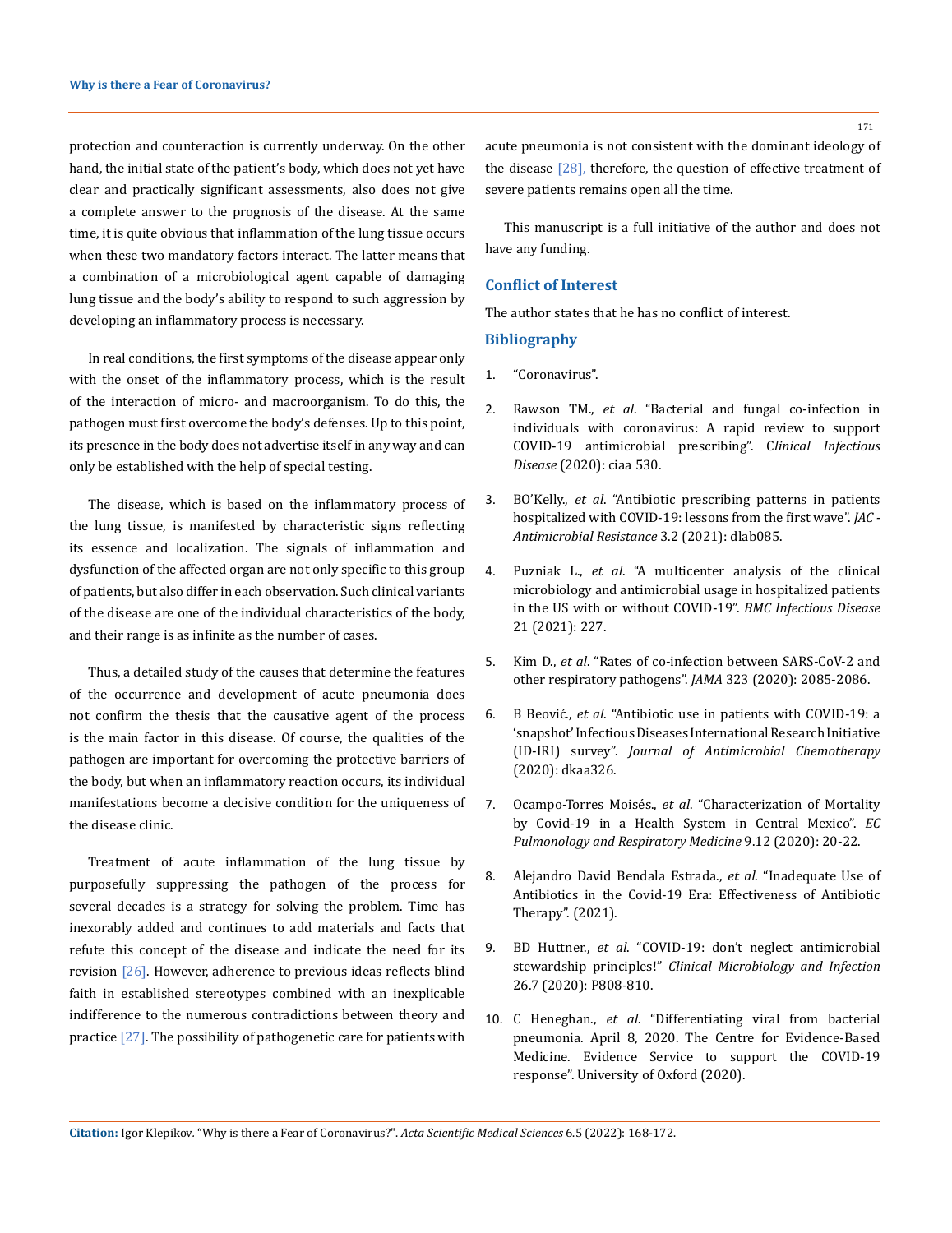protection and counteraction is currently underway. On the other hand, the initial state of the patient's body, which does not yet have clear and practically significant assessments, also does not give a complete answer to the prognosis of the disease. At the same time, it is quite obvious that inflammation of the lung tissue occurs when these two mandatory factors interact. The latter means that a combination of a microbiological agent capable of damaging lung tissue and the body's ability to respond to such aggression by developing an inflammatory process is necessary.

In real conditions, the first symptoms of the disease appear only with the onset of the inflammatory process, which is the result of the interaction of micro- and macroorganism. To do this, the pathogen must first overcome the body's defenses. Up to this point, its presence in the body does not advertise itself in any way and can only be established with the help of special testing.

The disease, which is based on the inflammatory process of the lung tissue, is manifested by characteristic signs reflecting its essence and localization. The signals of inflammation and dysfunction of the affected organ are not only specific to this group of patients, but also differ in each observation. Such clinical variants of the disease are one of the individual characteristics of the body, and their range is as infinite as the number of cases.

Thus, a detailed study of the causes that determine the features of the occurrence and development of acute pneumonia does not confirm the thesis that the causative agent of the process is the main factor in this disease. Of course, the qualities of the pathogen are important for overcoming the protective barriers of the body, but when an inflammatory reaction occurs, its individual manifestations become a decisive condition for the uniqueness of the disease clinic.

Treatment of acute inflammation of the lung tissue by purposefully suppressing the pathogen of the process for several decades is a strategy for solving the problem. Time has inexorably added and continues to add materials and facts that refute this concept of the disease and indicate the need for its revision [26]. However, adherence to previous ideas reflects blind faith in established stereotypes combined with an inexplicable indifference to the numerous contradictions between theory and practice [27]. The possibility of pathogenetic care for patients with acute pneumonia is not consistent with the dominant ideology of the disease [28], therefore, the question of effective treatment of severe patients remains open all the time.

This manuscript is a full initiative of the author and does not have any funding.

## Conflict of Interest

The author states that he has no conflict of interest.

## Bibliography

1. "Coronavirus".
2. Rawson TM., *et al*. "Bacterial and fungal co-infection in individuals with coronavirus: A rapid review to support COVID-19 antimicrobial prescribing". *Clinical Infectious Disease* (2020): ciaa 530.
3. BO'Kelly., *et al*. "Antibiotic prescribing patterns in patients hospitalized with COVID-19: lessons from the first wave". *JAC - Antimicrobial Resistance* 3.2 (2021): dlab085.
4. Puzniak L., *et al*. "A multicenter analysis of the clinical microbiology and antimicrobial usage in hospitalized patients in the US with or without COVID-19". *BMC Infectious Disease* 21 (2021): 227.
5. Kim D., *et al*. "Rates of co-infection between SARS-CoV-2 and other respiratory pathogens". *JAMA* 323 (2020): 2085-2086.
6. B Beović., *et al*. "Antibiotic use in patients with COVID-19: a 'snapshot' Infectious Diseases International Research Initiative (ID-IRI) survey". *Journal of Antimicrobial Chemotherapy* (2020): dkaa326.
7. Ocampo-Torres Moisés., *et al*. "Characterization of Mortality by Covid-19 in a Health System in Central Mexico". *EC Pulmonology and Respiratory Medicine* 9.12 (2020): 20-22.
8. Alejandro David Bendala Estrada., *et al*. "Inadequate Use of Antibiotics in the Covid-19 Era: Effectiveness of Antibiotic Therapy". (2021).
9. BD Huttner., *et al*. "COVID-19: don't neglect antimicrobial stewardship principles!" *Clinical Microbiology and Infection* 26.7 (2020): P808-810.
10. C Heneghan., *et al*. "Differentiating viral from bacterial pneumonia. April 8, 2020. The Centre for Evidence-Based Medicine. Evidence Service to support the COVID-19 response". University of Oxford (2020).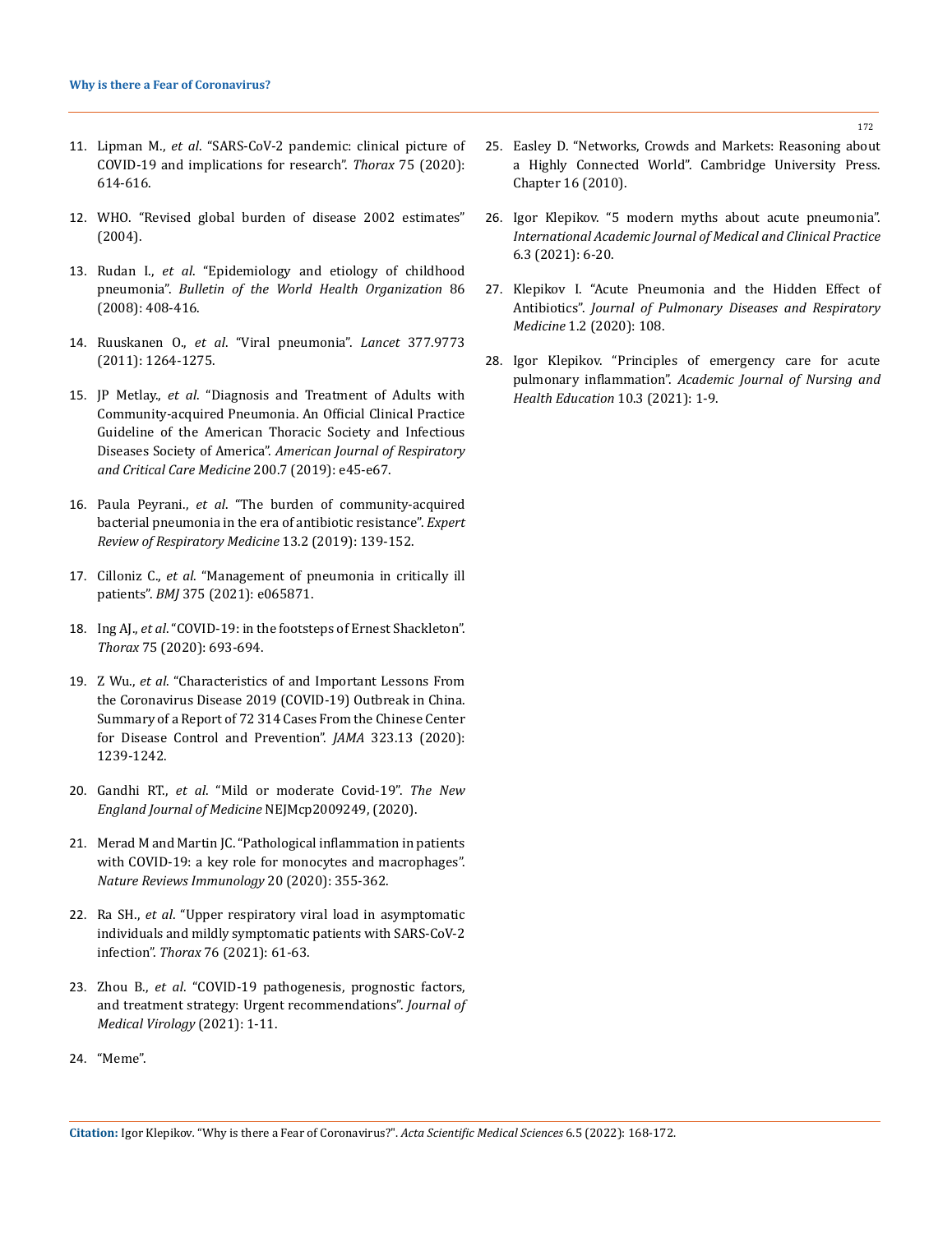11. Lipman M., *et al*. "SARS-CoV-2 pandemic: clinical picture of COVID-19 and implications for research". *Thorax* 75 (2020): 614-616.

12. WHO. "Revised global burden of disease 2002 estimates" (2004).

13. Rudan I., *et al*. "Epidemiology and etiology of childhood pneumonia". *Bulletin of the World Health Organization* 86 (2008): 408-416.

14. Ruuskanen O., *et al*. "Viral pneumonia". *Lancet* 377.9773 (2011): 1264-1275.

15. JP Metlay., *et al*. "Diagnosis and Treatment of Adults with Community-acquired Pneumonia. An Official Clinical Practice Guideline of the American Thoracic Society and Infectious Diseases Society of America". *American Journal of Respiratory and Critical Care Medicine* 200.7 (2019): e45-e67.

16. Paula Peyrani., *et al*. "The burden of community-acquired bacterial pneumonia in the era of antibiotic resistance". *Expert Review of Respiratory Medicine* 13.2 (2019): 139-152.

17. Cilloniz C., *et al*. "Management of pneumonia in critically ill patients". *BMJ* 375 (2021): e065871.

18. Ing AJ., *et al*. "COVID-19: in the footsteps of Ernest Shackleton". *Thorax* 75 (2020): 693-694.

19. Z Wu., *et al*. "Characteristics of and Important Lessons From the Coronavirus Disease 2019 (COVID-19) Outbreak in China. Summary of a Report of 72 314 Cases From the Chinese Center for Disease Control and Prevention". *JAMA* 323.13 (2020): 1239-1242.

20. Gandhi RT., *et al*. "Mild or moderate Covid-19". *The New England Journal of Medicine* NEJMcp2009249, (2020).

21. Merad M and Martin JC. "Pathological inflammation in patients with COVID-19: a key role for monocytes and macrophages". *Nature Reviews Immunology* 20 (2020): 355-362.

22. Ra SH., *et al*. "Upper respiratory viral load in asymptomatic individuals and mildly symptomatic patients with SARS-CoV-2 infection". *Thorax* 76 (2021): 61-63.

23. Zhou B., *et al*. "COVID-19 pathogenesis, prognostic factors, and treatment strategy: Urgent recommendations". *Journal of Medical Virology* (2021): 1-11.

24. "Meme".

25. Easley D. "Networks, Crowds and Markets: Reasoning about a Highly Connected World". Cambridge University Press. Chapter 16 (2010).

26. Igor Klepikov. "5 modern myths about acute pneumonia". *International Academic Journal of Medical and Clinical Practice* 6.3 (2021): 6-20.

27. Klepikov I. "Acute Pneumonia and the Hidden Effect of Antibiotics". *Journal of Pulmonary Diseases and Respiratory Medicine* 1.2 (2020): 108.

28. Igor Klepikov. "Principles of emergency care for acute pulmonary inflammation". *Academic Journal of Nursing and Health Education* 10.3 (2021): 1-9.